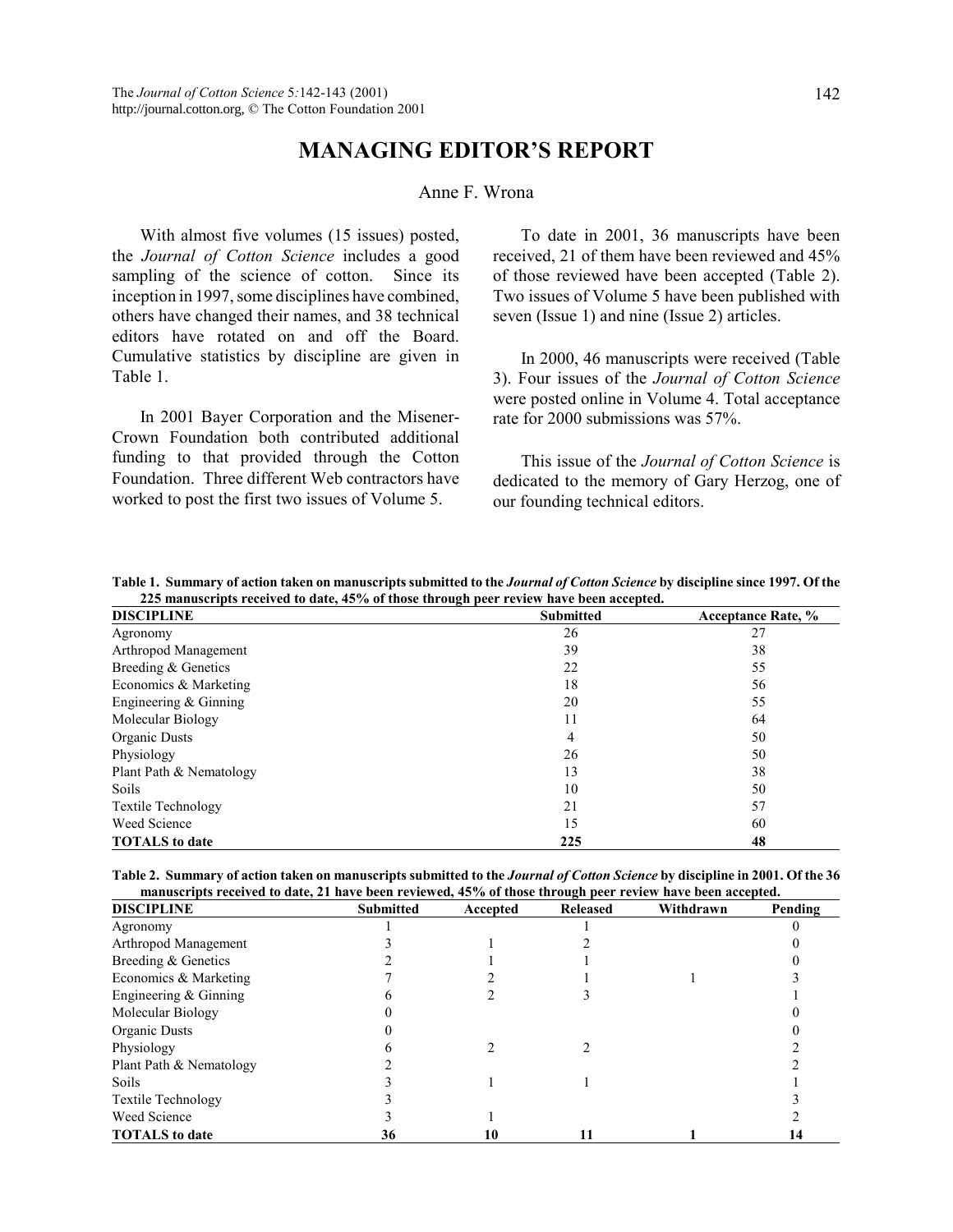# MANAGING EDITOR'S REPORT

Anne F. Wrona

With almost five volumes (15 issues) posted, the *Journal of Cotton Science* includes a good sampling of the science of cotton. Since its inception in 1997, some disciplines have combined, others have changed their names, and 38 technical editors have rotated on and off the Board. Cumulative statistics by discipline are given in Table 1.

In 2001 Bayer Corporation and the Misener-Crown Foundation both contributed additional funding to that provided through the Cotton Foundation. Three different Web contractors have worked to post the first two issues of Volume 5.

To date in 2001, 36 manuscripts have been received, 21 of them have been reviewed and 45% of those reviewed have been accepted (Table 2). Two issues of Volume 5 have been published with seven (Issue 1) and nine (Issue 2) articles.

In 2000, 46 manuscripts were received (Table 3). Four issues of the *Journal of Cotton Science* were posted online in Volume 4. Total acceptance rate for 2000 submissions was 57%.

This issue of the *Journal of Cotton Science* is dedicated to the memory of Gary Herzog, one of our founding technical editors.

**Table 1. Summary of action taken on manuscripts submitted to the *Journal of Cotton Science* by discipline since 1997. Of the 225 manuscripts received to date, 45% of those through peer review have been accepted.**

| DISCIPLINE | Submitted | Acceptance Rate, % |
|---|---|---|
| Agronomy | 26 | 27 |
| Arthropod Management | 39 | 38 |
| Breeding & Genetics | 22 | 55 |
| Economics & Marketing | 18 | 56 |
| Engineering & Ginning | 20 | 55 |
| Molecular Biology | 11 | 64 |
| Organic Dusts | 4 | 50 |
| Physiology | 26 | 50 |
| Plant Path & Nematology | 13 | 38 |
| Soils | 10 | 50 |
| Textile Technology | 21 | 57 |
| Weed Science | 15 | 60 |
| **TOTALS to date** | **225** | **48** |

**Table 2. Summary of action taken on manuscripts submitted to the *Journal of Cotton Science* by discipline in 2001. Of the 36 manuscripts received to date, 21 have been reviewed, 45% of those through peer review have been accepted.**

| DISCIPLINE | Submitted | Accepted | Released | Withdrawn | Pending |
|---|---|---|---|---|---|
| Agronomy | 1 | | 1 | | 0 |
| Arthropod Management | 3 | 1 | 2 | | 0 |
| Breeding & Genetics | 2 | 1 | 1 | | 0 |
| Economics & Marketing | 7 | 2 | 1 | 1 | 3 |
| Engineering & Ginning | 6 | 2 | 3 | | 1 |
| Molecular Biology | 0 | | | | 0 |
| Organic Dusts | 0 | | | | 0 |
| Physiology | 6 | 2 | 2 | | 2 |
| Plant Path & Nematology | 2 | | | | 2 |
| Soils | 3 | 1 | 1 | | 1 |
| Textile Technology | 3 | | | | 3 |
| Weed Science | 3 | 1 | | | 2 |
| **TOTALS to date** | **36** | **10** | **11** | **1** | **14** |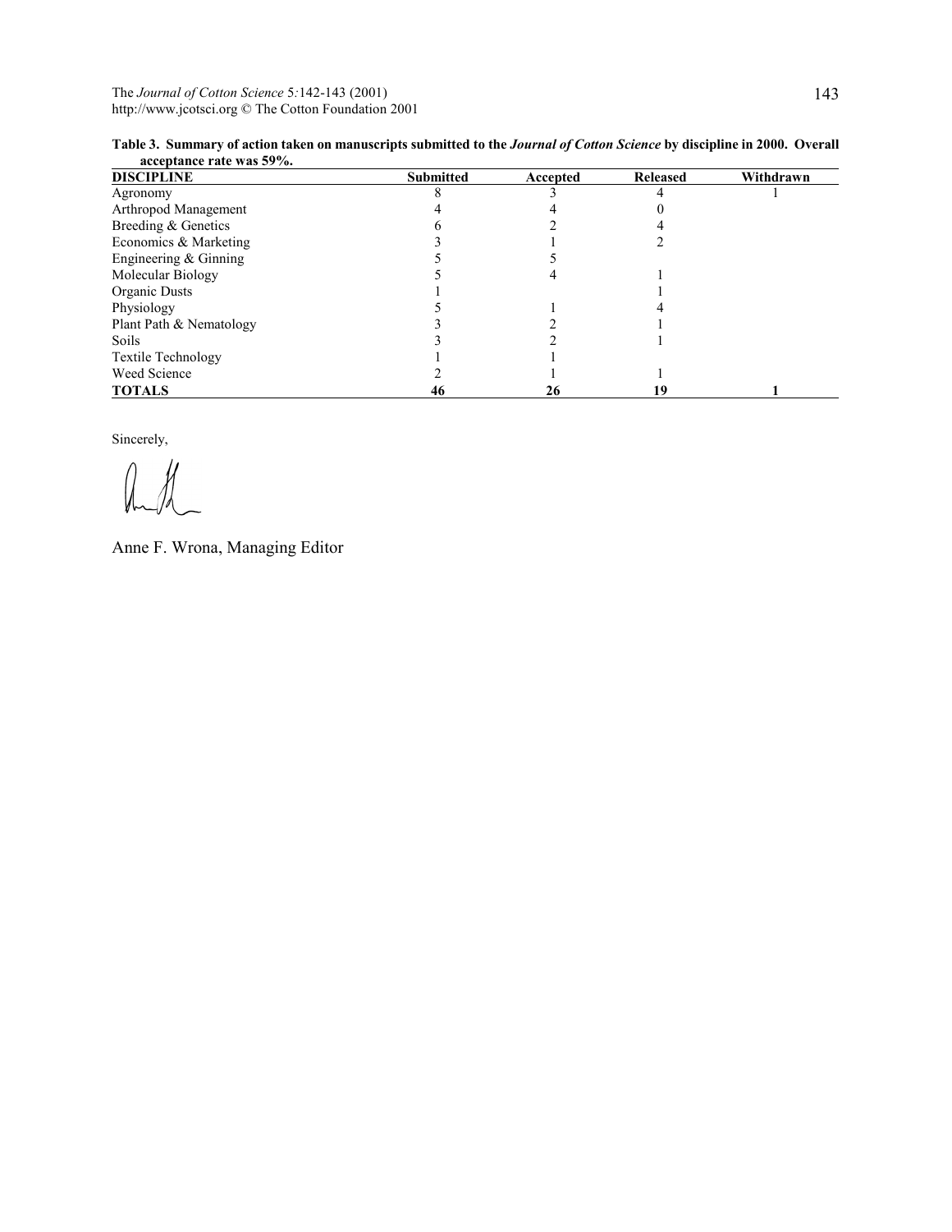**Table 3. Summary of action taken on manuscripts submitted to the *Journal of Cotton Science* by discipline in 2000. Overall acceptance rate was 59%.**

| DISCIPLINE | Submitted | Accepted | Released | Withdrawn |
|---|---|---|---|---|
| Agronomy | 8 | 3 | 4 | 1 |
| Arthropod Management | 4 | 4 | 0 | |
| Breeding & Genetics | 6 | 2 | 4 | |
| Economics & Marketing | 3 | 1 | 2 | |
| Engineering & Ginning | 5 | 5 | | |
| Molecular Biology | 5 | 4 | 1 | |
| Organic Dusts | 1 | | 1 | |
| Physiology | 5 | 1 | 4 | |
| Plant Path & Nematology | 3 | 2 | 1 | |
| Soils | 3 | 2 | 1 | |
| Textile Technology | 1 | 1 | | |
| Weed Science | 2 | 1 | 1 | |
| **TOTALS** | **46** | **26** | **19** | **1** |

Sincerely,

Anne F. Wrona, Managing Editor